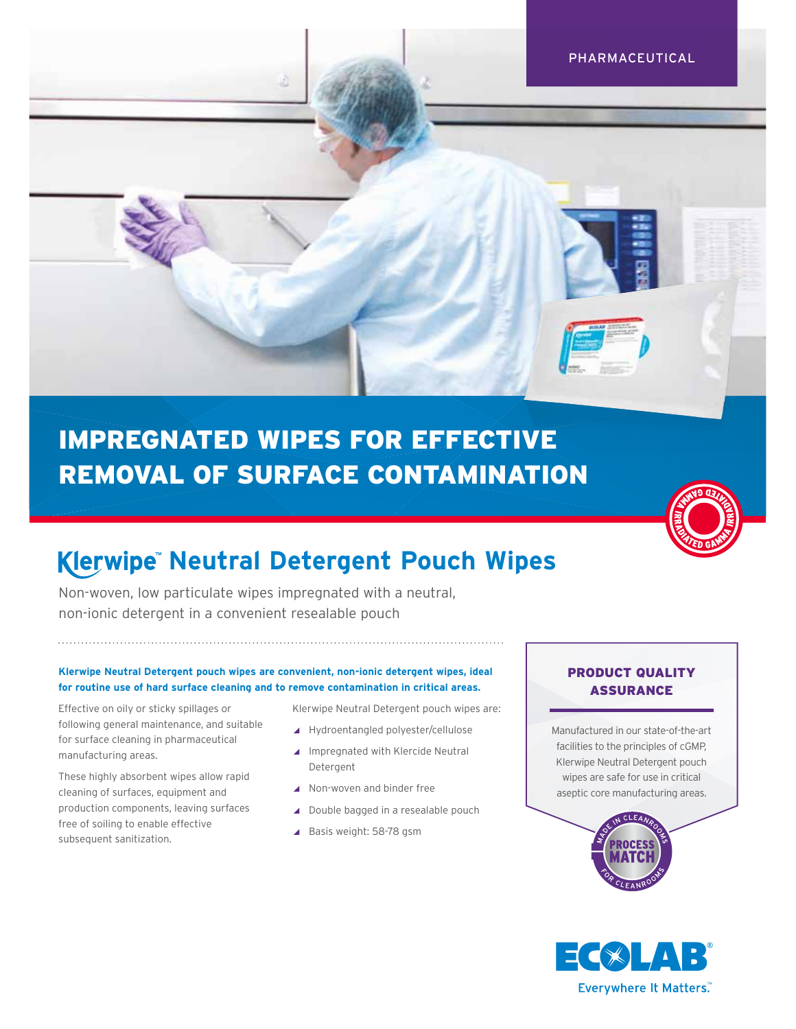PHARMACEUTICAL

# IMPREGNATED WIPES FOR EFFECTIVE REMOVAL OF SURFACE CONTAMINATION

## Klerwipe™ Neutral Detergent Pouch Wipes

Non-woven, low particulate wipes impregnated with a neutral, non-ionic detergent in a convenient resealable pouch

**Klerwipe Neutral Detergent pouch wipes are convenient, non-ionic detergent wipes, ideal for routine use of hard surface cleaning and to remove contamination in critical areas.**

Effective on oily or sticky spillages or following general maintenance, and suitable for surface cleaning in pharmaceutical manufacturing areas.

These highly absorbent wipes allow rapid cleaning of surfaces, equipment and production components, leaving surfaces free of soiling to enable effective subsequent sanitization.

Klerwipe Neutral Detergent pouch wipes are:

- Hydroentangled polyester/cellulose
- Impregnated with Klercide Neutral Detergent
- Non-woven and binder free
- Double bagged in a resealable pouch
- Basis weight: 58-78 gsm

### PRODUCT QUALITY ASSURANCE

Manufactured in our state-of-the-art facilities to the principles of cGMP, Klerwipe Neutral Detergent pouch wipes are safe for use in critical aseptic core manufacturing areas.

MADE IN CLEANROOMS · PROCESS MATCH · FOR CLEANROOMS

IRRADIATED GAMMA

ECOLAB® Everywhere It Matters.™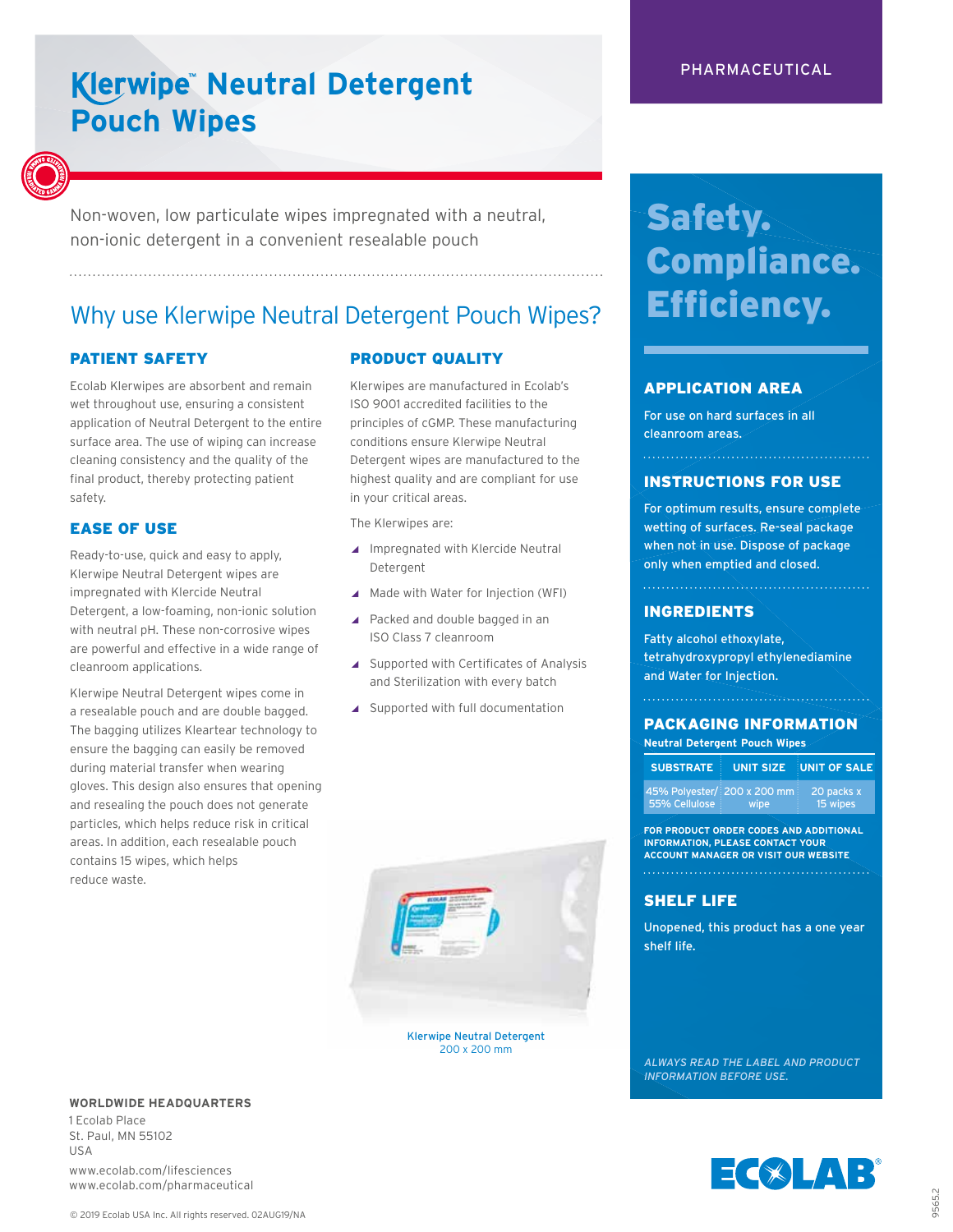# Klerwipe™ Neutral Detergent Pouch Wipes

PHARMACEUTICAL

Non-woven, low particulate wipes impregnated with a neutral, non-ionic detergent in a convenient resealable pouch

## Why use Klerwipe Neutral Detergent Pouch Wipes?

### PATIENT SAFETY

Ecolab Klerwipes are absorbent and remain wet throughout use, ensuring a consistent application of Neutral Detergent to the entire surface area. The use of wiping can increase cleaning consistency and the quality of the final product, thereby protecting patient safety.

### EASE OF USE

Ready-to-use, quick and easy to apply, Klerwipe Neutral Detergent wipes are impregnated with Klercide Neutral Detergent, a low-foaming, non-ionic solution with neutral pH. These non-corrosive wipes are powerful and effective in a wide range of cleanroom applications.

Klerwipe Neutral Detergent wipes come in a resealable pouch and are double bagged. The bagging utilizes Kleartear technology to ensure the bagging can easily be removed during material transfer when wearing gloves. This design also ensures that opening and resealing the pouch does not generate particles, which helps reduce risk in critical areas. In addition, each resealable pouch contains 15 wipes, which helps reduce waste.

### PRODUCT QUALITY

Klerwipes are manufactured in Ecolab's ISO 9001 accredited facilities to the principles of cGMP. These manufacturing conditions ensure Klerwipe Neutral Detergent wipes are manufactured to the highest quality and are compliant for use in your critical areas.

The Klerwipes are:

- Impregnated with Klercide Neutral Detergent
- Made with Water for Injection (WFI)
- Packed and double bagged in an ISO Class 7 cleanroom
- Supported with Certificates of Analysis and Sterilization with every batch
- Supported with full documentation

Klerwipe Neutral Detergent
200 x 200 mm

## Safety. Compliance. Efficiency.

### APPLICATION AREA

For use on hard surfaces in all cleanroom areas.

### INSTRUCTIONS FOR USE

For optimum results, ensure complete wetting of surfaces. Re-seal package when not in use. Dispose of package only when emptied and closed.

### INGREDIENTS

Fatty alcohol ethoxylate, tetrahydroxypropyl ethylenediamine and Water for Injection.

### PACKAGING INFORMATION

**Neutral Detergent Pouch Wipes**

| SUBSTRATE | UNIT SIZE | UNIT OF SALE |
|---|---|---|
| 45% Polyester/ 55% Cellulose | 200 x 200 mm wipe | 20 packs x 15 wipes |

**FOR PRODUCT ORDER CODES AND ADDITIONAL INFORMATION, PLEASE CONTACT YOUR ACCOUNT MANAGER OR VISIT OUR WEBSITE**

### SHELF LIFE

Unopened, this product has a one year shelf life.

*ALWAYS READ THE LABEL AND PRODUCT INFORMATION BEFORE USE.*

**WORLDWIDE HEADQUARTERS**
1 Ecolab Place
St. Paul, MN 55102
USA

www.ecolab.com/lifesciences
www.ecolab.com/pharmaceutical

© 2019 Ecolab USA Inc. All rights reserved. 02AUG19/NA

ECOLAB®

9565.2